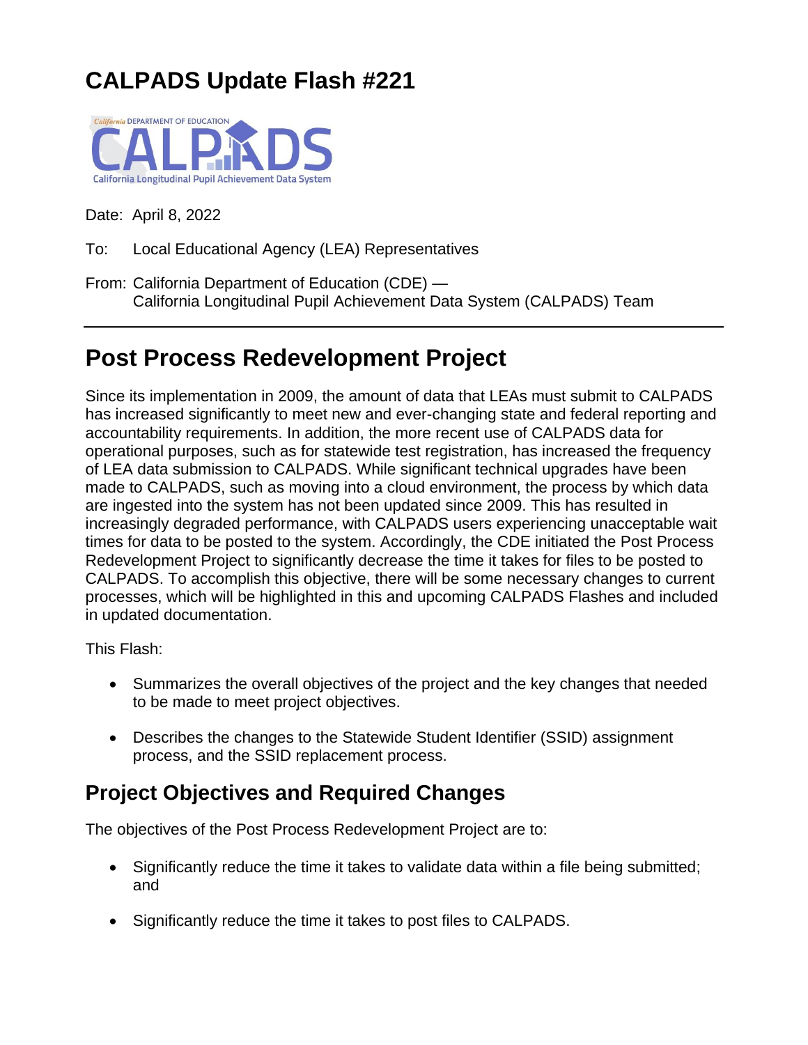# CALPADS Update Flash #221

Date: April 8, 2022

To: Local Educational Agency (LEA) Representatives

From: California Department of Education (CDE) — California Longitudinal Pupil Achievement Data System (CALPADS) Team

---

# Post Process Redevelopment Project

Since its implementation in 2009, the amount of data that LEAs must submit to CALPADS has increased significantly to meet new and ever-changing state and federal reporting and accountability requirements. In addition, the more recent use of CALPADS data for operational purposes, such as for statewide test registration, has increased the frequency of LEA data submission to CALPADS. While significant technical upgrades have been made to CALPADS, such as moving into a cloud environment, the process by which data are ingested into the system has not been updated since 2009. This has resulted in increasingly degraded performance, with CALPADS users experiencing unacceptable wait times for data to be posted to the system. Accordingly, the CDE initiated the Post Process Redevelopment Project to significantly decrease the time it takes for files to be posted to CALPADS. To accomplish this objective, there will be some necessary changes to current processes, which will be highlighted in this and upcoming CALPADS Flashes and included in updated documentation.

This Flash:

- Summarizes the overall objectives of the project and the key changes that needed to be made to meet project objectives.
- Describes the changes to the Statewide Student Identifier (SSID) assignment process, and the SSID replacement process.

## Project Objectives and Required Changes

The objectives of the Post Process Redevelopment Project are to:

- Significantly reduce the time it takes to validate data within a file being submitted; and
- Significantly reduce the time it takes to post files to CALPADS.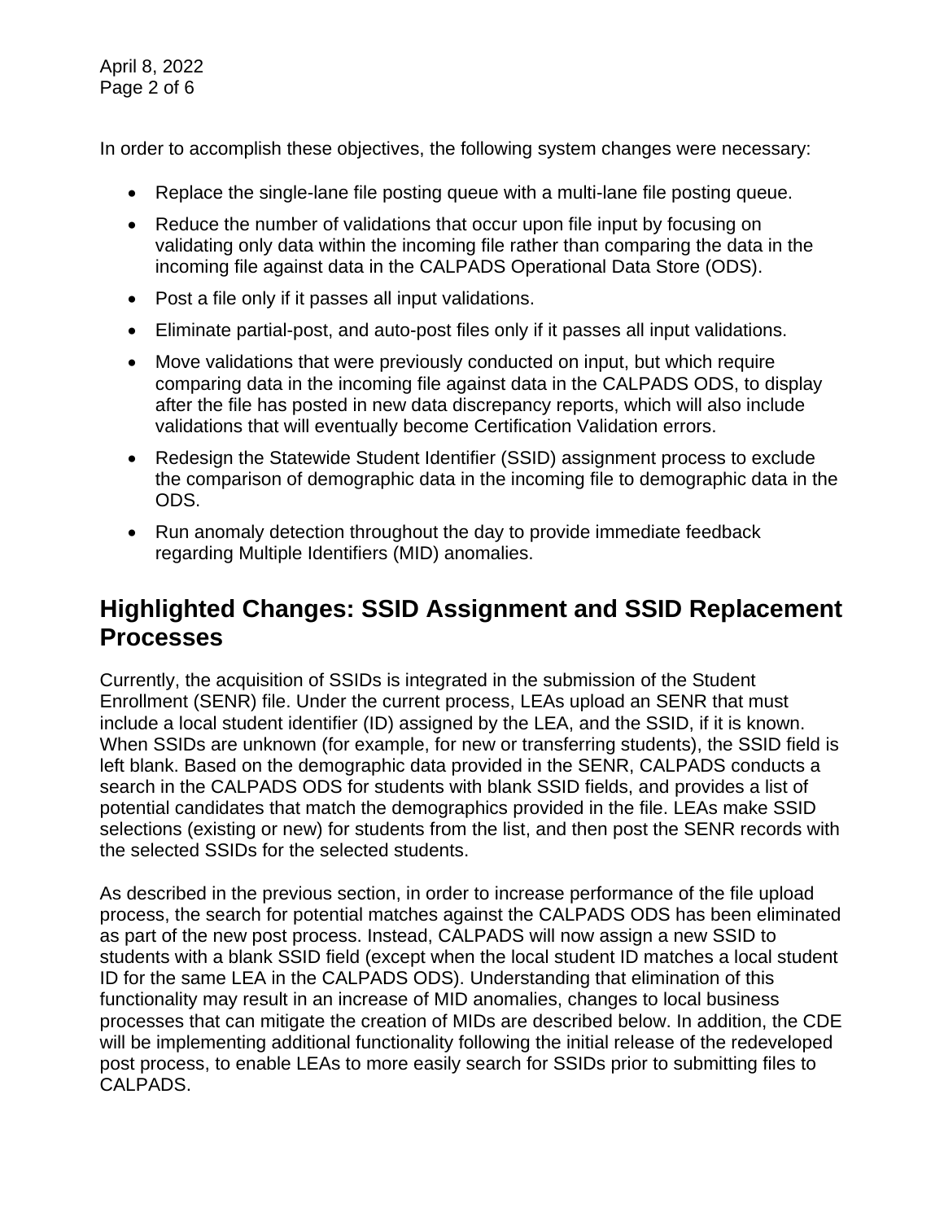In order to accomplish these objectives, the following system changes were necessary:

- Replace the single-lane file posting queue with a multi-lane file posting queue.
- Reduce the number of validations that occur upon file input by focusing on validating only data within the incoming file rather than comparing the data in the incoming file against data in the CALPADS Operational Data Store (ODS).
- Post a file only if it passes all input validations.
- Eliminate partial-post, and auto-post files only if it passes all input validations.
- Move validations that were previously conducted on input, but which require comparing data in the incoming file against data in the CALPADS ODS, to display after the file has posted in new data discrepancy reports, which will also include validations that will eventually become Certification Validation errors.
- Redesign the Statewide Student Identifier (SSID) assignment process to exclude the comparison of demographic data in the incoming file to demographic data in the ODS.
- Run anomaly detection throughout the day to provide immediate feedback regarding Multiple Identifiers (MID) anomalies.

## Highlighted Changes: SSID Assignment and SSID Replacement Processes

Currently, the acquisition of SSIDs is integrated in the submission of the Student Enrollment (SENR) file. Under the current process, LEAs upload an SENR that must include a local student identifier (ID) assigned by the LEA, and the SSID, if it is known. When SSIDs are unknown (for example, for new or transferring students), the SSID field is left blank. Based on the demographic data provided in the SENR, CALPADS conducts a search in the CALPADS ODS for students with blank SSID fields, and provides a list of potential candidates that match the demographics provided in the file. LEAs make SSID selections (existing or new) for students from the list, and then post the SENR records with the selected SSIDs for the selected students.

As described in the previous section, in order to increase performance of the file upload process, the search for potential matches against the CALPADS ODS has been eliminated as part of the new post process. Instead, CALPADS will now assign a new SSID to students with a blank SSID field (except when the local student ID matches a local student ID for the same LEA in the CALPADS ODS). Understanding that elimination of this functionality may result in an increase of MID anomalies, changes to local business processes that can mitigate the creation of MIDs are described below. In addition, the CDE will be implementing additional functionality following the initial release of the redeveloped post process, to enable LEAs to more easily search for SSIDs prior to submitting files to CALPADS.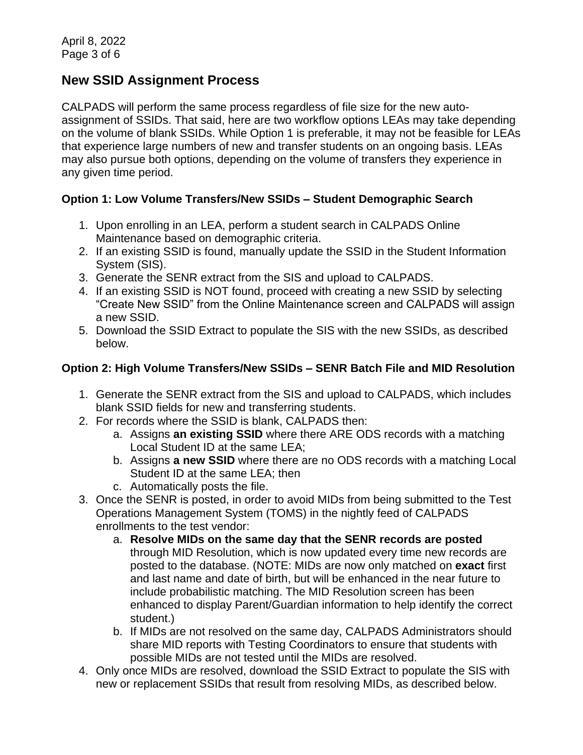## New SSID Assignment Process

CALPADS will perform the same process regardless of file size for the new auto-assignment of SSIDs. That said, here are two workflow options LEAs may take depending on the volume of blank SSIDs. While Option 1 is preferable, it may not be feasible for LEAs that experience large numbers of new and transfer students on an ongoing basis. LEAs may also pursue both options, depending on the volume of transfers they experience in any given time period.

### Option 1: Low Volume Transfers/New SSIDs – Student Demographic Search

1. Upon enrolling in an LEA, perform a student search in CALPADS Online Maintenance based on demographic criteria.
2. If an existing SSID is found, manually update the SSID in the Student Information System (SIS).
3. Generate the SENR extract from the SIS and upload to CALPADS.
4. If an existing SSID is NOT found, proceed with creating a new SSID by selecting "Create New SSID" from the Online Maintenance screen and CALPADS will assign a new SSID.
5. Download the SSID Extract to populate the SIS with the new SSIDs, as described below.

### Option 2: High Volume Transfers/New SSIDs – SENR Batch File and MID Resolution

1. Generate the SENR extract from the SIS and upload to CALPADS, which includes blank SSID fields for new and transferring students.
2. For records where the SSID is blank, CALPADS then:
   a. Assigns **an existing SSID** where there ARE ODS records with a matching Local Student ID at the same LEA;
   b. Assigns **a new SSID** where there are no ODS records with a matching Local Student ID at the same LEA; then
   c. Automatically posts the file.
3. Once the SENR is posted, in order to avoid MIDs from being submitted to the Test Operations Management System (TOMS) in the nightly feed of CALPADS enrollments to the test vendor:
   a. **Resolve MIDs on the same day that the SENR records are posted** through MID Resolution, which is now updated every time new records are posted to the database. (NOTE: MIDs are now only matched on **exact** first and last name and date of birth, but will be enhanced in the near future to include probabilistic matching. The MID Resolution screen has been enhanced to display Parent/Guardian information to help identify the correct student.)
   b. If MIDs are not resolved on the same day, CALPADS Administrators should share MID reports with Testing Coordinators to ensure that students with possible MIDs are not tested until the MIDs are resolved.
4. Only once MIDs are resolved, download the SSID Extract to populate the SIS with new or replacement SSIDs that result from resolving MIDs, as described below.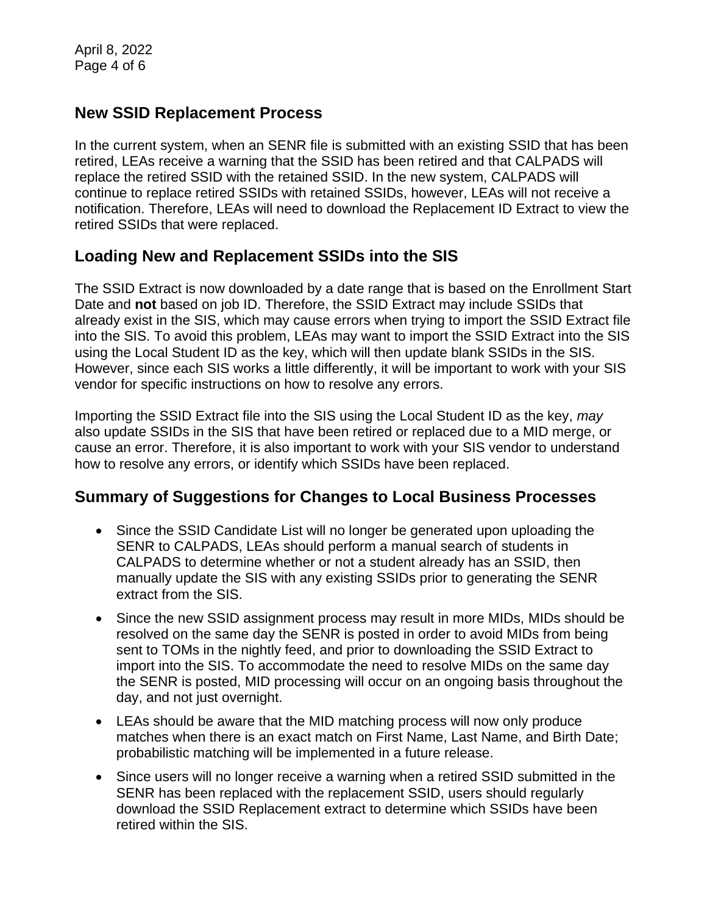## New SSID Replacement Process

In the current system, when an SENR file is submitted with an existing SSID that has been retired, LEAs receive a warning that the SSID has been retired and that CALPADS will replace the retired SSID with the retained SSID. In the new system, CALPADS will continue to replace retired SSIDs with retained SSIDs, however, LEAs will not receive a notification. Therefore, LEAs will need to download the Replacement ID Extract to view the retired SSIDs that were replaced.

## Loading New and Replacement SSIDs into the SIS

The SSID Extract is now downloaded by a date range that is based on the Enrollment Start Date and **not** based on job ID. Therefore, the SSID Extract may include SSIDs that already exist in the SIS, which may cause errors when trying to import the SSID Extract file into the SIS. To avoid this problem, LEAs may want to import the SSID Extract into the SIS using the Local Student ID as the key, which will then update blank SSIDs in the SIS. However, since each SIS works a little differently, it will be important to work with your SIS vendor for specific instructions on how to resolve any errors.

Importing the SSID Extract file into the SIS using the Local Student ID as the key, *may* also update SSIDs in the SIS that have been retired or replaced due to a MID merge, or cause an error. Therefore, it is also important to work with your SIS vendor to understand how to resolve any errors, or identify which SSIDs have been replaced.

## Summary of Suggestions for Changes to Local Business Processes

- Since the SSID Candidate List will no longer be generated upon uploading the SENR to CALPADS, LEAs should perform a manual search of students in CALPADS to determine whether or not a student already has an SSID, then manually update the SIS with any existing SSIDs prior to generating the SENR extract from the SIS.
- Since the new SSID assignment process may result in more MIDs, MIDs should be resolved on the same day the SENR is posted in order to avoid MIDs from being sent to TOMs in the nightly feed, and prior to downloading the SSID Extract to import into the SIS. To accommodate the need to resolve MIDs on the same day the SENR is posted, MID processing will occur on an ongoing basis throughout the day, and not just overnight.
- LEAs should be aware that the MID matching process will now only produce matches when there is an exact match on First Name, Last Name, and Birth Date; probabilistic matching will be implemented in a future release.
- Since users will no longer receive a warning when a retired SSID submitted in the SENR has been replaced with the replacement SSID, users should regularly download the SSID Replacement extract to determine which SSIDs have been retired within the SIS.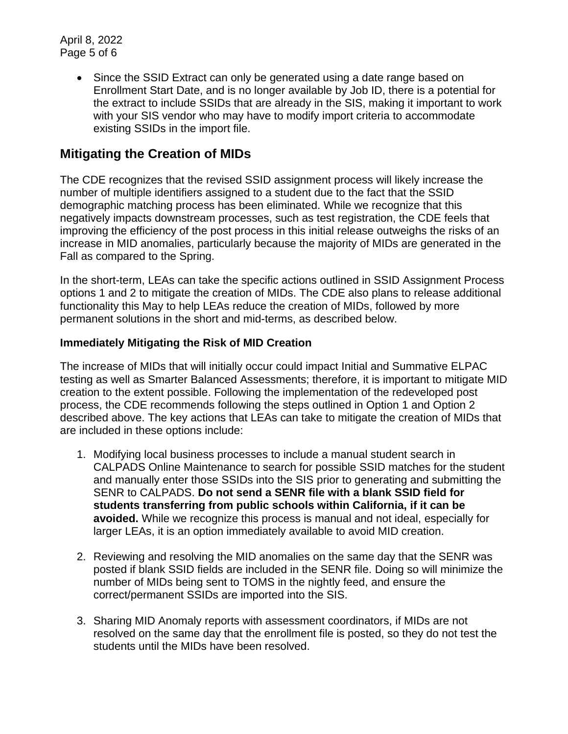- Since the SSID Extract can only be generated using a date range based on Enrollment Start Date, and is no longer available by Job ID, there is a potential for the extract to include SSIDs that are already in the SIS, making it important to work with your SIS vendor who may have to modify import criteria to accommodate existing SSIDs in the import file.

## Mitigating the Creation of MIDs

The CDE recognizes that the revised SSID assignment process will likely increase the number of multiple identifiers assigned to a student due to the fact that the SSID demographic matching process has been eliminated. While we recognize that this negatively impacts downstream processes, such as test registration, the CDE feels that improving the efficiency of the post process in this initial release outweighs the risks of an increase in MID anomalies, particularly because the majority of MIDs are generated in the Fall as compared to the Spring.

In the short-term, LEAs can take the specific actions outlined in SSID Assignment Process options 1 and 2 to mitigate the creation of MIDs. The CDE also plans to release additional functionality this May to help LEAs reduce the creation of MIDs, followed by more permanent solutions in the short and mid-terms, as described below.

### Immediately Mitigating the Risk of MID Creation

The increase of MIDs that will initially occur could impact Initial and Summative ELPAC testing as well as Smarter Balanced Assessments; therefore, it is important to mitigate MID creation to the extent possible. Following the implementation of the redeveloped post process, the CDE recommends following the steps outlined in Option 1 and Option 2 described above. The key actions that LEAs can take to mitigate the creation of MIDs that are included in these options include:

1. Modifying local business processes to include a manual student search in CALPADS Online Maintenance to search for possible SSID matches for the student and manually enter those SSIDs into the SIS prior to generating and submitting the SENR to CALPADS. **Do not send a SENR file with a blank SSID field for students transferring from public schools within California, if it can be avoided.** While we recognize this process is manual and not ideal, especially for larger LEAs, it is an option immediately available to avoid MID creation.

2. Reviewing and resolving the MID anomalies on the same day that the SENR was posted if blank SSID fields are included in the SENR file. Doing so will minimize the number of MIDs being sent to TOMS in the nightly feed, and ensure the correct/permanent SSIDs are imported into the SIS.

3. Sharing MID Anomaly reports with assessment coordinators, if MIDs are not resolved on the same day that the enrollment file is posted, so they do not test the students until the MIDs have been resolved.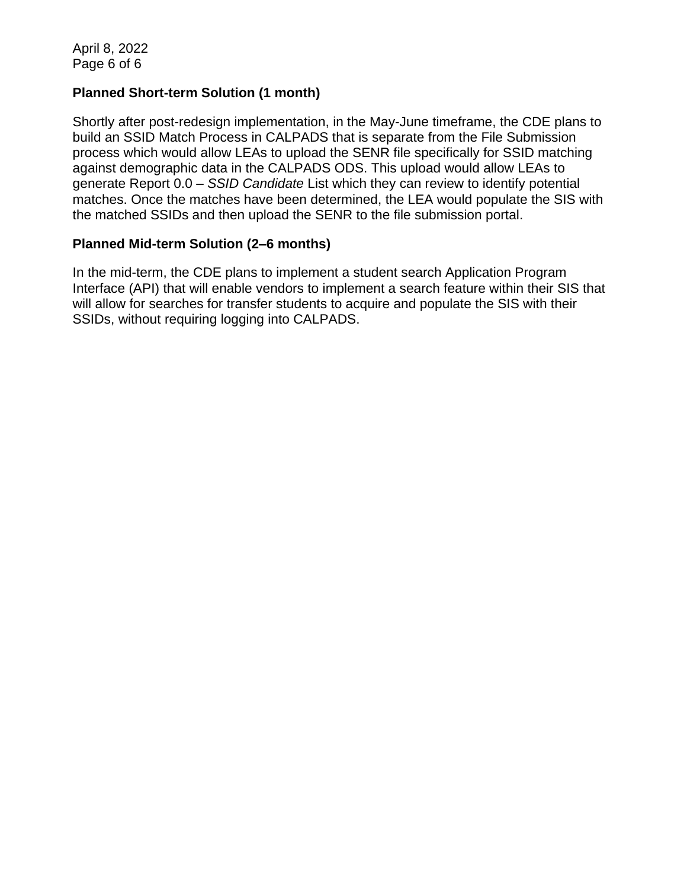**Planned Short-term Solution (1 month)**

Shortly after post-redesign implementation, in the May-June timeframe, the CDE plans to build an SSID Match Process in CALPADS that is separate from the File Submission process which would allow LEAs to upload the SENR file specifically for SSID matching against demographic data in the CALPADS ODS. This upload would allow LEAs to generate Report 0.0 – *SSID Candidate* List which they can review to identify potential matches. Once the matches have been determined, the LEA would populate the SIS with the matched SSIDs and then upload the SENR to the file submission portal.

**Planned Mid-term Solution (2–6 months)**

In the mid-term, the CDE plans to implement a student search Application Program Interface (API) that will enable vendors to implement a search feature within their SIS that will allow for searches for transfer students to acquire and populate the SIS with their SSIDs, without requiring logging into CALPADS.